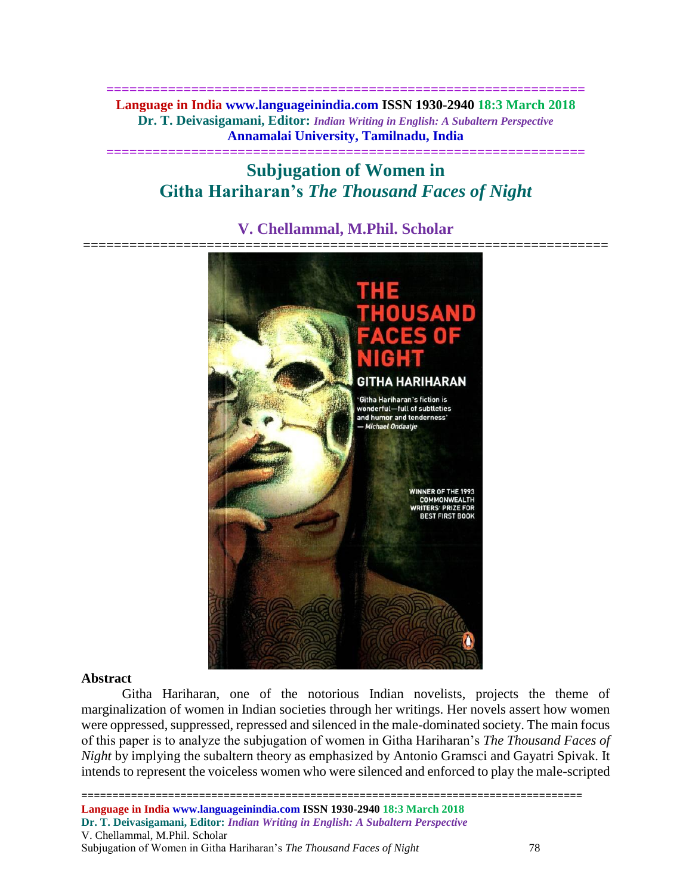# Subjugation of Women in Githa Hariharan's *The Thousand Faces of Night*

**V. Chellammal, M.Phil. Scholar**

## Abstract

Githa Hariharan, one of the notorious Indian novelists, projects the theme of marginalization of women in Indian societies through her writings. Her novels assert how women were oppressed, suppressed, repressed and silenced in the male-dominated society. The main focus of this paper is to analyze the subjugation of women in Githa Hariharan's *The Thousand Faces of Night* by implying the subaltern theory as emphasized by Antonio Gramsci and Gayatri Spivak. It intends to represent the voiceless women who were silenced and enforced to play the male-scripted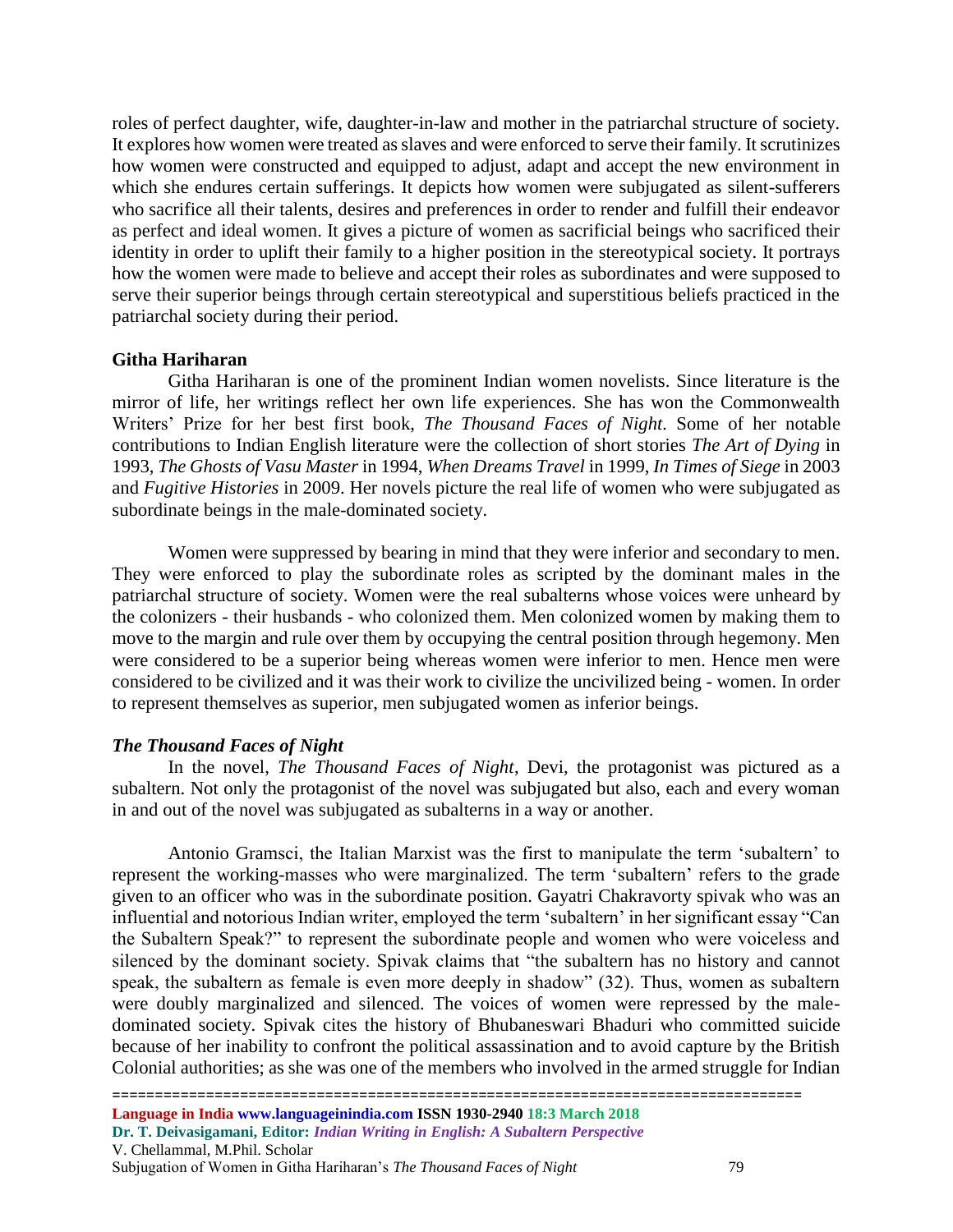roles of perfect daughter, wife, daughter-in-law and mother in the patriarchal structure of society. It explores how women were treated as slaves and were enforced to serve their family. It scrutinizes how women were constructed and equipped to adjust, adapt and accept the new environment in which she endures certain sufferings. It depicts how women were subjugated as silent-sufferers who sacrifice all their talents, desires and preferences in order to render and fulfill their endeavor as perfect and ideal women. It gives a picture of women as sacrificial beings who sacrificed their identity in order to uplift their family to a higher position in the stereotypical society. It portrays how the women were made to believe and accept their roles as subordinates and were supposed to serve their superior beings through certain stereotypical and superstitious beliefs practiced in the patriarchal society during their period.

**Githa Hariharan**

Githa Hariharan is one of the prominent Indian women novelists. Since literature is the mirror of life, her writings reflect her own life experiences. She has won the Commonwealth Writers' Prize for her best first book, *The Thousand Faces of Night*. Some of her notable contributions to Indian English literature were the collection of short stories *The Art of Dying* in 1993, *The Ghosts of Vasu Master* in 1994, *When Dreams Travel* in 1999, *In Times of Siege* in 2003 and *Fugitive Histories* in 2009. Her novels picture the real life of women who were subjugated as subordinate beings in the male-dominated society.

Women were suppressed by bearing in mind that they were inferior and secondary to men. They were enforced to play the subordinate roles as scripted by the dominant males in the patriarchal structure of society. Women were the real subalterns whose voices were unheard by the colonizers - their husbands - who colonized them. Men colonized women by making them to move to the margin and rule over them by occupying the central position through hegemony. Men were considered to be a superior being whereas women were inferior to men. Hence men were considered to be civilized and it was their work to civilize the uncivilized being - women. In order to represent themselves as superior, men subjugated women as inferior beings.

***The Thousand Faces of Night***

In the novel, *The Thousand Faces of Night*, Devi, the protagonist was pictured as a subaltern. Not only the protagonist of the novel was subjugated but also, each and every woman in and out of the novel was subjugated as subalterns in a way or another.

Antonio Gramsci, the Italian Marxist was the first to manipulate the term 'subaltern' to represent the working-masses who were marginalized. The term 'subaltern' refers to the grade given to an officer who was in the subordinate position. Gayatri Chakravorty spivak who was an influential and notorious Indian writer, employed the term 'subaltern' in her significant essay "Can the Subaltern Speak?" to represent the subordinate people and women who were voiceless and silenced by the dominant society. Spivak claims that "the subaltern has no history and cannot speak, the subaltern as female is even more deeply in shadow" (32). Thus, women as subaltern were doubly marginalized and silenced. The voices of women were repressed by the male-dominated society. Spivak cites the history of Bhubaneswari Bhaduri who committed suicide because of her inability to confront the political assassination and to avoid capture by the British Colonial authorities; as she was one of the members who involved in the armed struggle for Indian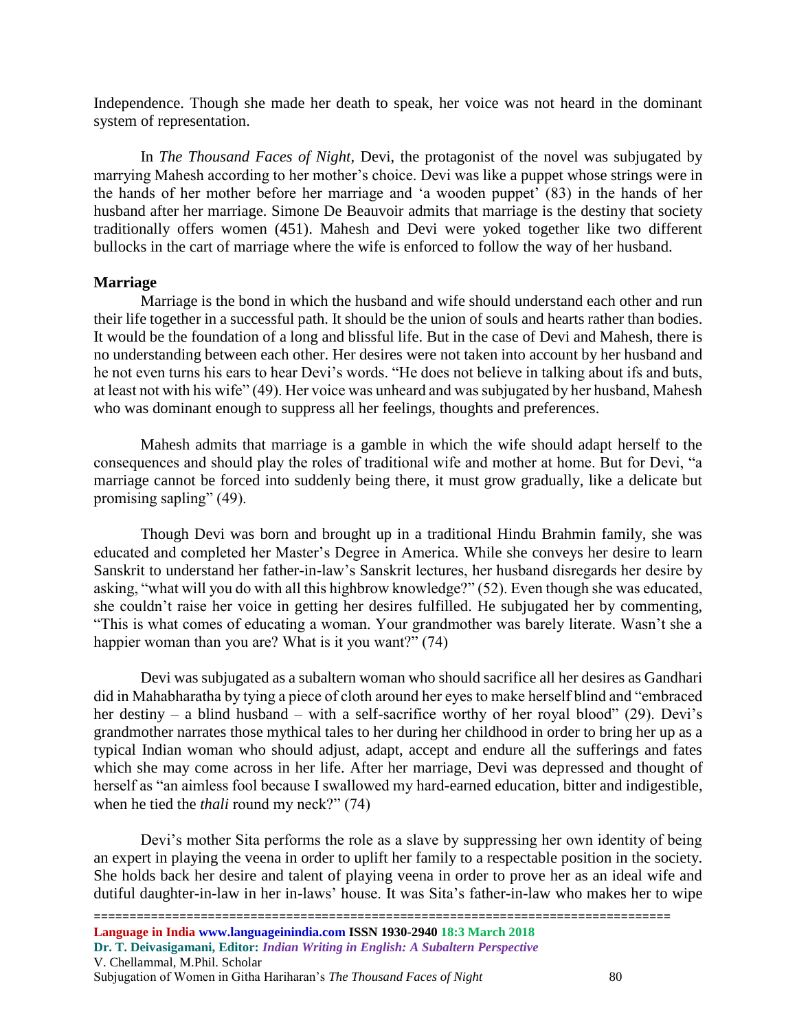Independence. Though she made her death to speak, her voice was not heard in the dominant system of representation.

In *The Thousand Faces of Night,* Devi, the protagonist of the novel was subjugated by marrying Mahesh according to her mother's choice. Devi was like a puppet whose strings were in the hands of her mother before her marriage and 'a wooden puppet' (83) in the hands of her husband after her marriage. Simone De Beauvoir admits that marriage is the destiny that society traditionally offers women (451). Mahesh and Devi were yoked together like two different bullocks in the cart of marriage where the wife is enforced to follow the way of her husband.

**Marriage**

Marriage is the bond in which the husband and wife should understand each other and run their life together in a successful path. It should be the union of souls and hearts rather than bodies. It would be the foundation of a long and blissful life. But in the case of Devi and Mahesh, there is no understanding between each other. Her desires were not taken into account by her husband and he not even turns his ears to hear Devi's words. "He does not believe in talking about ifs and buts, at least not with his wife" (49). Her voice was unheard and was subjugated by her husband, Mahesh who was dominant enough to suppress all her feelings, thoughts and preferences.

Mahesh admits that marriage is a gamble in which the wife should adapt herself to the consequences and should play the roles of traditional wife and mother at home. But for Devi, "a marriage cannot be forced into suddenly being there, it must grow gradually, like a delicate but promising sapling" (49).

Though Devi was born and brought up in a traditional Hindu Brahmin family, she was educated and completed her Master's Degree in America. While she conveys her desire to learn Sanskrit to understand her father-in-law's Sanskrit lectures, her husband disregards her desire by asking, "what will you do with all this highbrow knowledge?" (52). Even though she was educated, she couldn't raise her voice in getting her desires fulfilled. He subjugated her by commenting, "This is what comes of educating a woman. Your grandmother was barely literate. Wasn't she a happier woman than you are? What is it you want?" (74)

Devi was subjugated as a subaltern woman who should sacrifice all her desires as Gandhari did in Mahabharatha by tying a piece of cloth around her eyes to make herself blind and "embraced her destiny – a blind husband – with a self-sacrifice worthy of her royal blood" (29). Devi's grandmother narrates those mythical tales to her during her childhood in order to bring her up as a typical Indian woman who should adjust, adapt, accept and endure all the sufferings and fates which she may come across in her life. After her marriage, Devi was depressed and thought of herself as "an aimless fool because I swallowed my hard-earned education, bitter and indigestible, when he tied the *thali* round my neck?" (74)

Devi's mother Sita performs the role as a slave by suppressing her own identity of being an expert in playing the veena in order to uplift her family to a respectable position in the society. She holds back her desire and talent of playing veena in order to prove her as an ideal wife and dutiful daughter-in-law in her in-laws' house. It was Sita's father-in-law who makes her to wipe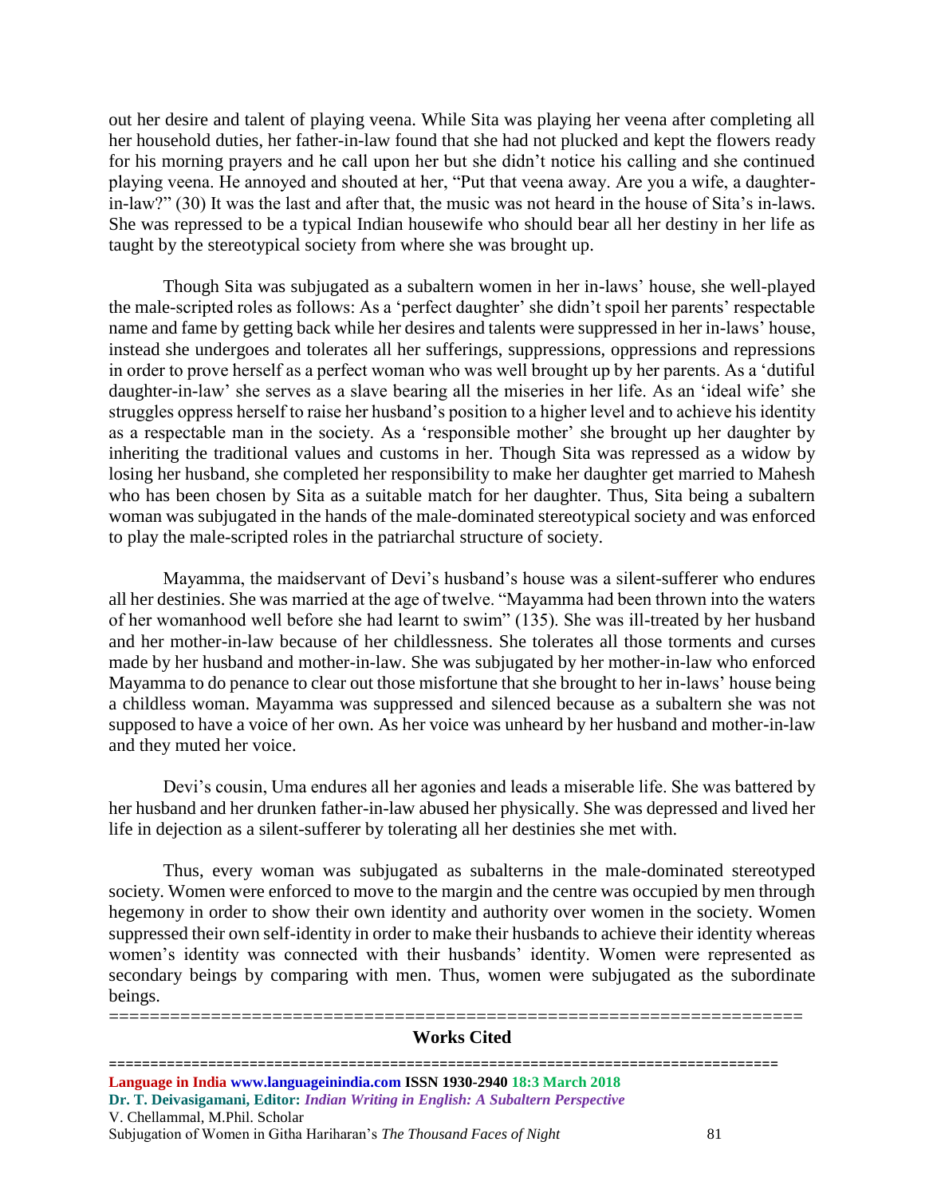out her desire and talent of playing veena. While Sita was playing her veena after completing all her household duties, her father-in-law found that she had not plucked and kept the flowers ready for his morning prayers and he call upon her but she didn't notice his calling and she continued playing veena. He annoyed and shouted at her, "Put that veena away. Are you a wife, a daughter-in-law?" (30) It was the last and after that, the music was not heard in the house of Sita's in-laws. She was repressed to be a typical Indian housewife who should bear all her destiny in her life as taught by the stereotypical society from where she was brought up.

Though Sita was subjugated as a subaltern women in her in-laws' house, she well-played the male-scripted roles as follows: As a 'perfect daughter' she didn't spoil her parents' respectable name and fame by getting back while her desires and talents were suppressed in her in-laws' house, instead she undergoes and tolerates all her sufferings, suppressions, oppressions and repressions in order to prove herself as a perfect woman who was well brought up by her parents. As a 'dutiful daughter-in-law' she serves as a slave bearing all the miseries in her life. As an 'ideal wife' she struggles oppress herself to raise her husband's position to a higher level and to achieve his identity as a respectable man in the society. As a 'responsible mother' she brought up her daughter by inheriting the traditional values and customs in her. Though Sita was repressed as a widow by losing her husband, she completed her responsibility to make her daughter get married to Mahesh who has been chosen by Sita as a suitable match for her daughter. Thus, Sita being a subaltern woman was subjugated in the hands of the male-dominated stereotypical society and was enforced to play the male-scripted roles in the patriarchal structure of society.

Mayamma, the maidservant of Devi's husband's house was a silent-sufferer who endures all her destinies. She was married at the age of twelve. "Mayamma had been thrown into the waters of her womanhood well before she had learnt to swim" (135). She was ill-treated by her husband and her mother-in-law because of her childlessness. She tolerates all those torments and curses made by her husband and mother-in-law. She was subjugated by her mother-in-law who enforced Mayamma to do penance to clear out those misfortune that she brought to her in-laws' house being a childless woman. Mayamma was suppressed and silenced because as a subaltern she was not supposed to have a voice of her own. As her voice was unheard by her husband and mother-in-law and they muted her voice.

Devi's cousin, Uma endures all her agonies and leads a miserable life. She was battered by her husband and her drunken father-in-law abused her physically. She was depressed and lived her life in dejection as a silent-sufferer by tolerating all her destinies she met with.

Thus, every woman was subjugated as subalterns in the male-dominated stereotyped society. Women were enforced to move to the margin and the centre was occupied by men through hegemony in order to show their own identity and authority over women in the society. Women suppressed their own self-identity in order to make their husbands to achieve their identity whereas women's identity was connected with their husbands' identity. Women were represented as secondary beings by comparing with men. Thus, women were subjugated as the subordinate beings.

## Works Cited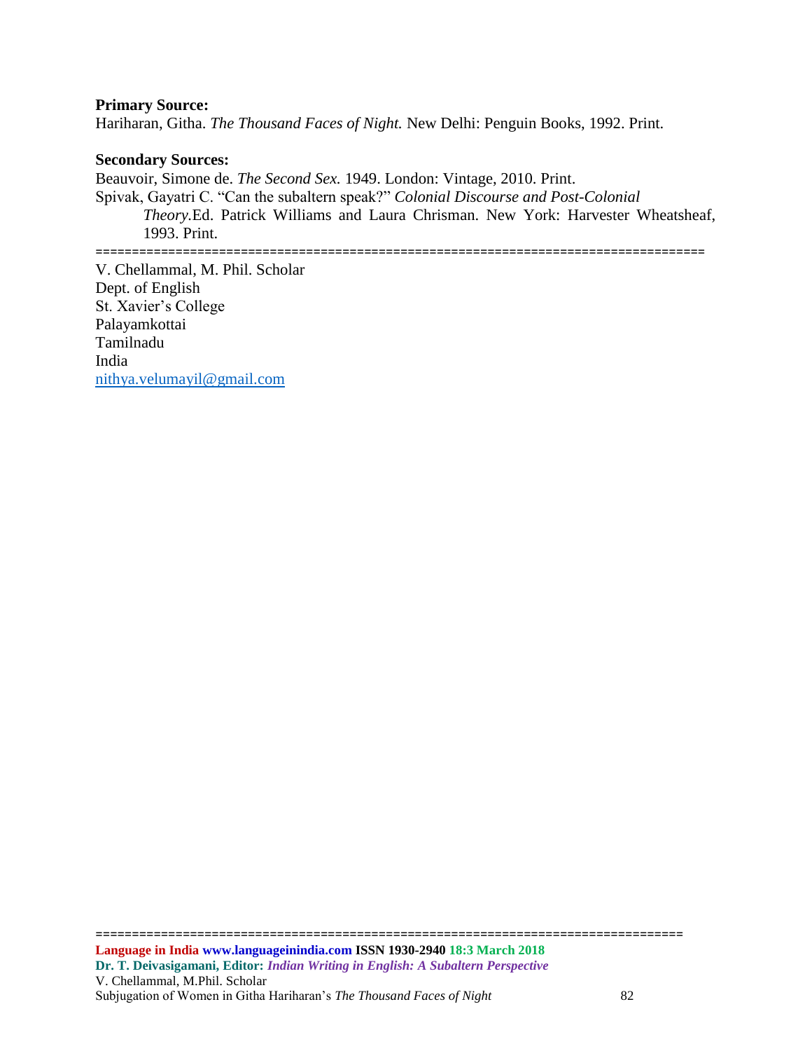**Primary Source:**

Hariharan, Githa. *The Thousand Faces of Night.* New Delhi: Penguin Books, 1992. Print.

**Secondary Sources:**

Beauvoir, Simone de. *The Second Sex.* 1949. London: Vintage, 2010. Print.

Spivak, Gayatri C. "Can the subaltern speak?" *Colonial Discourse and Post-Colonial Theory.*Ed. Patrick Williams and Laura Chrisman. New York: Harvester Wheatsheaf, 1993. Print.

=================================================================================

V. Chellammal, M. Phil. Scholar
Dept. of English
St. Xavier's College
Palayamkottai
Tamilnadu
India
nithya.velumayil@gmail.com